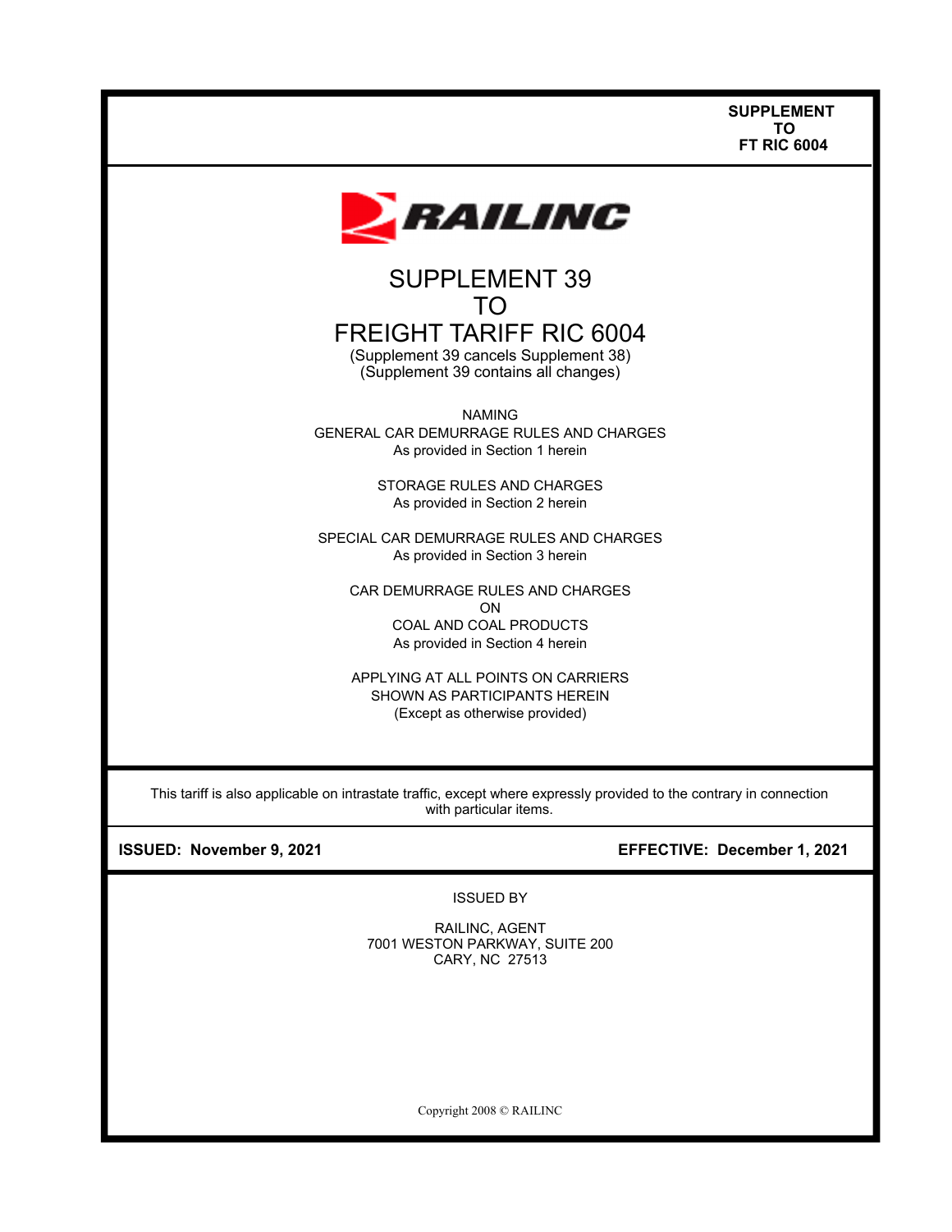**SUPPLEMENT**
**TO**
**FT RIC 6004**

RAILINC

# SUPPLEMENT 39
# TO
# FREIGHT TARIFF RIC 6004

(Supplement 39 cancels Supplement 38)
(Supplement 39 contains all changes)

NAMING
GENERAL CAR DEMURRAGE RULES AND CHARGES
As provided in Section 1 herein

STORAGE RULES AND CHARGES
As provided in Section 2 herein

SPECIAL CAR DEMURRAGE RULES AND CHARGES
As provided in Section 3 herein

CAR DEMURRAGE RULES AND CHARGES
ON
COAL AND COAL PRODUCTS
As provided in Section 4 herein

APPLYING AT ALL POINTS ON CARRIERS
SHOWN AS PARTICIPANTS HEREIN
(Except as otherwise provided)

This tariff is also applicable on intrastate traffic, except where expressly provided to the contrary in connection with particular items.

**ISSUED: November 9, 2021** | **EFFECTIVE: December 1, 2021**

ISSUED BY

RAILINC, AGENT
7001 WESTON PARKWAY, SUITE 200
CARY, NC 27513

Copyright 2008 © RAILINC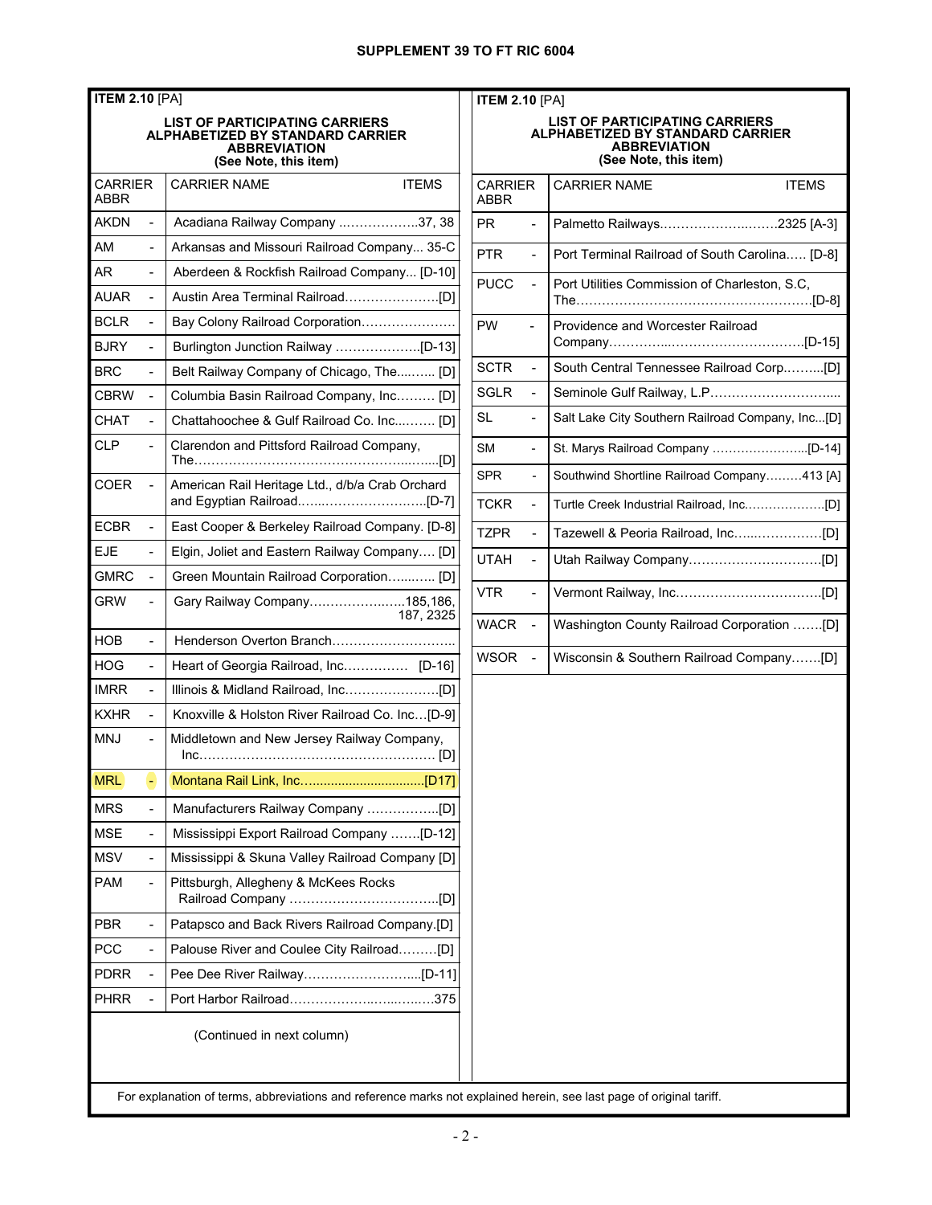**SUPPLEMENT 39 TO FT RIC 6004**

**ITEM 2.10** [PA]

**LIST OF PARTICIPATING CARRIERS ALPHABETIZED BY STANDARD CARRIER ABBREVIATION (See Note, this item)**

| CARRIER ABBR | | CARRIER NAME | ITEMS |
|---|---|---|---|
| AKDN | - | Acadiana Railway Company | 37, 38 |
| AM | - | Arkansas and Missouri Railroad Company | 35-C |
| AR | - | Aberdeen & Rockfish Railroad Company | [D-10] |
| AUAR | - | Austin Area Terminal Railroad | [D] |
| BCLR | - | Bay Colony Railroad Corporation | |
| BJRY | - | Burlington Junction Railway | [D-13] |
| BRC | - | Belt Railway Company of Chicago, The | [D] |
| CBRW | - | Columbia Basin Railroad Company, Inc. | [D] |
| CHAT | - | Chattahoochee & Gulf Railroad Co. Inc. | [D] |
| CLP | - | Clarendon and Pittsford Railroad Company, The | [D] |
| COER | - | American Rail Heritage Ltd., d/b/a Crab Orchard and Egyptian Railroad | [D-7] |
| ECBR | - | East Cooper & Berkeley Railroad Company. | [D-8] |
| EJE | - | Elgin, Joliet and Eastern Railway Company | [D] |
| GMRC | - | Green Mountain Railroad Corporation | [D] |
| GRW | - | Gary Railway Company | 185,186, 187, 2325 |
| HOB | - | Henderson Overton Branch | |
| HOG | - | Heart of Georgia Railroad, Inc. | [D-16] |
| IMRR | - | Illinois & Midland Railroad, Inc. | [D] |
| KXHR | - | Knoxville & Holston River Railroad Co. Inc | [D-9] |
| MNJ | - | Middletown and New Jersey Railway Company, Inc. | [D] |
| MRL | - | Montana Rail Link, Inc. | [D17] |
| MRS | - | Manufacturers Railway Company | [D] |
| MSE | - | Mississippi Export Railroad Company | [D-12] |
| MSV | - | Mississippi & Skuna Valley Railroad Company | [D] |
| PAM | - | Pittsburgh, Allegheny & McKees Rocks Railroad Company | [D] |
| PBR | - | Patapsco and Back Rivers Railroad Company. | [D] |
| PCC | - | Palouse River and Coulee City Railroad | [D] |
| PDRR | - | Pee Dee River Railway | [D-11] |
| PHRR | - | Port Harbor Railroad | 375 |
| PR | - | Palmetto Railways | 2325 [A-3] |
| PTR | - | Port Terminal Railroad of South Carolina | [D-8] |
| PUCC | - | Port Utilities Commission of Charleston, S.C, The | [D-8] |
| PW | - | Providence and Worcester Railroad Company | [D-15] |
| SCTR | - | South Central Tennessee Railroad Corp. | [D] |
| SGLR | - | Seminole Gulf Railway, L.P. | |
| SL | - | Salt Lake City Southern Railroad Company, Inc. | [D] |
| SM | - | St. Marys Railroad Company | [D-14] |
| SPR | - | Southwind Shortline Railroad Company | 413 [A] |
| TCKR | - | Turtle Creek Industrial Railroad, Inc. | [D] |
| TZPR | - | Tazewell & Peoria Railroad, Inc. | [D] |
| UTAH | - | Utah Railway Company | [D] |
| VTR | - | Vermont Railway, Inc. | [D] |
| WACR | - | Washington County Railroad Corporation | [D] |
| WSOR | - | Wisconsin & Southern Railroad Company | [D] |

For explanation of terms, abbreviations and reference marks not explained herein, see last page of original tariff.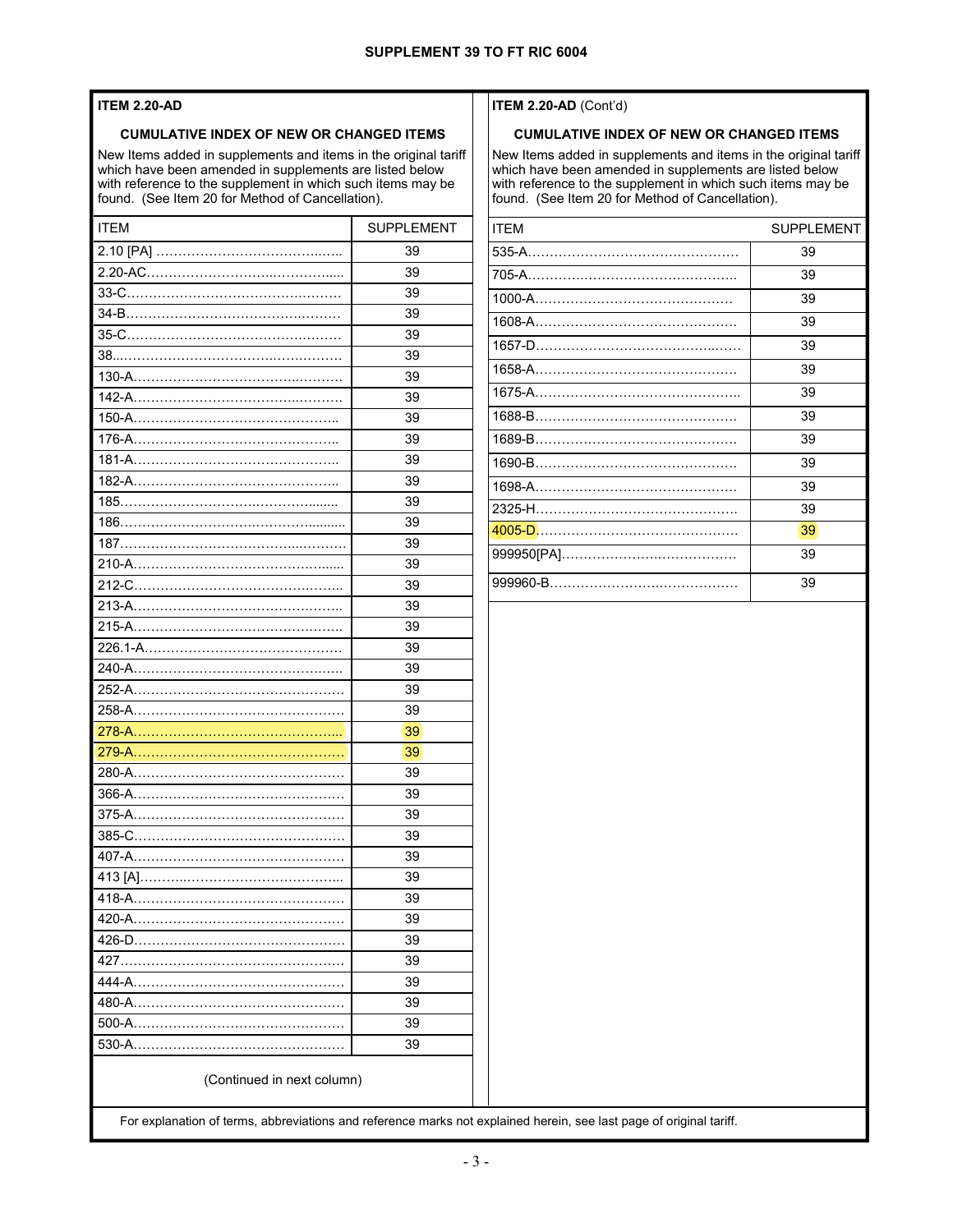## SUPPLEMENT 39 TO FT RIC 6004

### ITEM 2.20-AD

**CUMULATIVE INDEX OF NEW OR CHANGED ITEMS**

New Items added in supplements and items in the original tariff which have been amended in supplements are listed below with reference to the supplement in which such items may be found. (See Item 20 for Method of Cancellation).

| ITEM | SUPPLEMENT |
|---|---|
| 2.10 [PA] | 39 |
| 2.20-AC | 39 |
| 33-C | 39 |
| 34-B | 39 |
| 35-C | 39 |
| 38 | 39 |
| 130-A | 39 |
| 142-A | 39 |
| 150-A | 39 |
| 176-A | 39 |
| 181-A | 39 |
| 182-A | 39 |
| 185 | 39 |
| 186 | 39 |
| 187 | 39 |
| 210-A | 39 |
| 212-C | 39 |
| 213-A | 39 |
| 215-A | 39 |
| 226.1-A | 39 |
| 240-A | 39 |
| 252-A | 39 |
| 258-A | 39 |
| 278-A | 39 |
| 279-A | 39 |
| 280-A | 39 |
| 366-A | 39 |
| 375-A | 39 |
| 385-C | 39 |
| 407-A | 39 |
| 413 [A] | 39 |
| 418-A | 39 |
| 420-A | 39 |
| 426-D | 39 |
| 427 | 39 |
| 444-A | 39 |
| 480-A | 39 |
| 500-A | 39 |
| 530-A | 39 |
| 535-A | 39 |
| 705-A | 39 |
| 1000-A | 39 |
| 1608-A | 39 |
| 1657-D | 39 |
| 1658-A | 39 |
| 1675-A | 39 |
| 1688-B | 39 |
| 1689-B | 39 |
| 1690-B | 39 |
| 1698-A | 39 |
| 2325-H | 39 |
| 4005-D | 39 |
| 999950[PA] | 39 |
| 999960-B | 39 |

For explanation of terms, abbreviations and reference marks not explained herein, see last page of original tariff.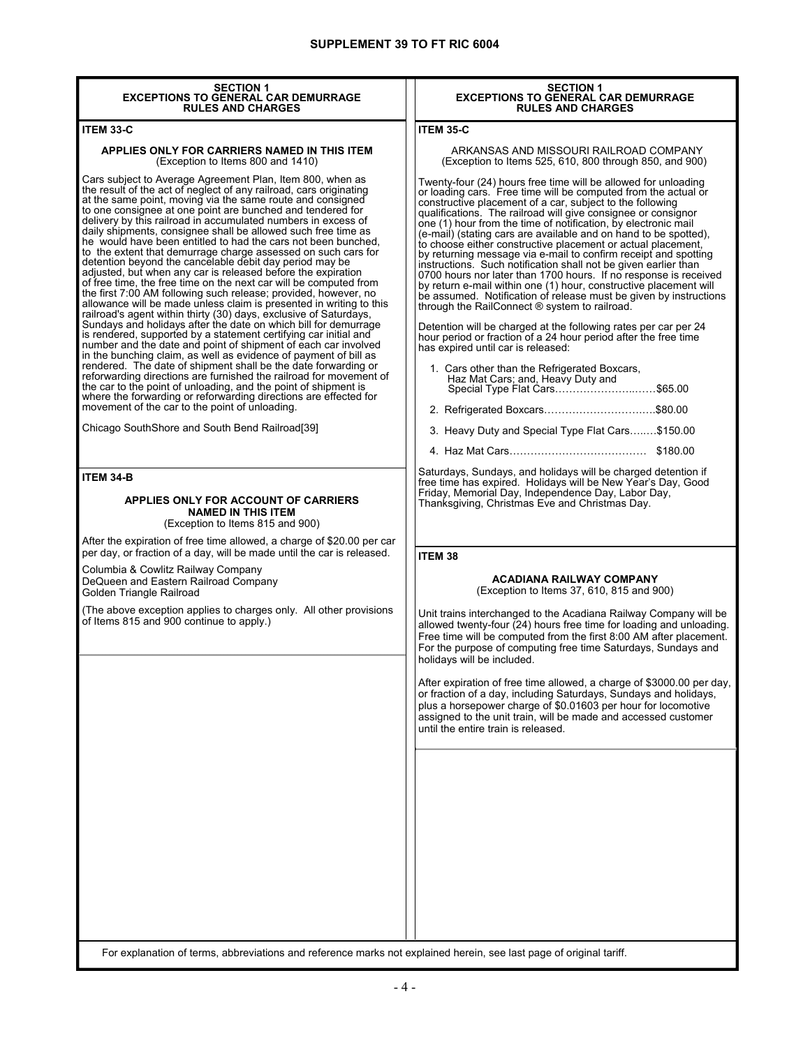# SUPPLEMENT 39 TO FT RIC 6004

## SECTION 1
## EXCEPTIONS TO GENERAL CAR DEMURRAGE RULES AND CHARGES

### ITEM 33-C

**APPLIES ONLY FOR CARRIERS NAMED IN THIS ITEM**
(Exception to Items 800 and 1410)

Cars subject to Average Agreement Plan, Item 800, when as the result of the act of neglect of any railroad, cars originating at the same point, moving via the same route and consigned to one consignee at one point are bunched and tendered for delivery by this railroad in accumulated numbers in excess of daily shipments, consignee shall be allowed such free time as he would have been entitled to had the cars not been bunched, to the extent that demurrage charge assessed on such cars for detention beyond the cancelable debit day period may be adjusted, but when any car is released before the expiration of free time, the free time on the next car will be computed from the first 7:00 AM following such release; provided, however, no allowance will be made unless claim is presented in writing to this railroad's agent within thirty (30) days, exclusive of Saturdays, Sundays and holidays after the date on which bill for demurrage is rendered, supported by a statement certifying car initial and number and the date and point of shipment of each car involved in the bunching claim, as well as evidence of payment of bill as rendered. The date of shipment shall be the date forwarding or reforwarding directions are furnished the railroad for movement of the car to the point of unloading, and the point of shipment is where the forwarding or reforwarding directions are effected for movement of the car to the point of unloading.

Chicago SouthShore and South Bend Railroad[39]

### ITEM 34-B

**APPLIES ONLY FOR ACCOUNT OF CARRIERS NAMED IN THIS ITEM**
(Exception to Items 815 and 900)

After the expiration of free time allowed, a charge of $20.00 per car per day, or fraction of a day, will be made until the car is released.

Columbia & Cowlitz Railway Company
DeQueen and Eastern Railroad Company
Golden Triangle Railroad

(The above exception applies to charges only. All other provisions of Items 815 and 900 continue to apply.)

### ITEM 35-C

ARKANSAS AND MISSOURI RAILROAD COMPANY
(Exception to Items 525, 610, 800 through 850, and 900)

Twenty-four (24) hours free time will be allowed for unloading or loading cars. Free time will be computed from the actual or constructive placement of a car, subject to the following qualifications. The railroad will give consignee or consignor one (1) hour from the time of notification, by electronic mail (e-mail) (stating cars are available and on hand to be spotted), to choose either constructive placement or actual placement, by returning message via e-mail to confirm receipt and spotting instructions. Such notification shall not be given earlier than 0700 hours nor later than 1700 hours. If no response is received by return e-mail within one (1) hour, constructive placement will be assumed. Notification of release must be given by instructions through the RailConnect ® system to railroad.

Detention will be charged at the following rates per car per 24 hour period or fraction of a 24 hour period after the free time has expired until car is released:

1. Cars other than the Refrigerated Boxcars, Haz Mat Cars; and, Heavy Duty and Special Type Flat Cars……………………..……$65.00
2. Refrigerated Boxcars………………………….…$80.00
3. Heavy Duty and Special Type Flat Cars….….$150.00
4. Haz Mat Cars………………………………… $180.00

Saturdays, Sundays, and holidays will be charged detention if free time has expired. Holidays will be New Year's Day, Good Friday, Memorial Day, Independence Day, Labor Day, Thanksgiving, Christmas Eve and Christmas Day.

### ITEM 38

**ACADIANA RAILWAY COMPANY**
(Exception to Items 37, 610, 815 and 900)

Unit trains interchanged to the Acadiana Railway Company will be allowed twenty-four (24) hours free time for loading and unloading. Free time will be computed from the first 8:00 AM after placement. For the purpose of computing free time Saturdays, Sundays and holidays will be included.

After expiration of free time allowed, a charge of $3000.00 per day, or fraction of a day, including Saturdays, Sundays and holidays, plus a horsepower charge of $0.01603 per hour for locomotive assigned to the unit train, will be made and accessed customer until the entire train is released.

For explanation of terms, abbreviations and reference marks not explained herein, see last page of original tariff.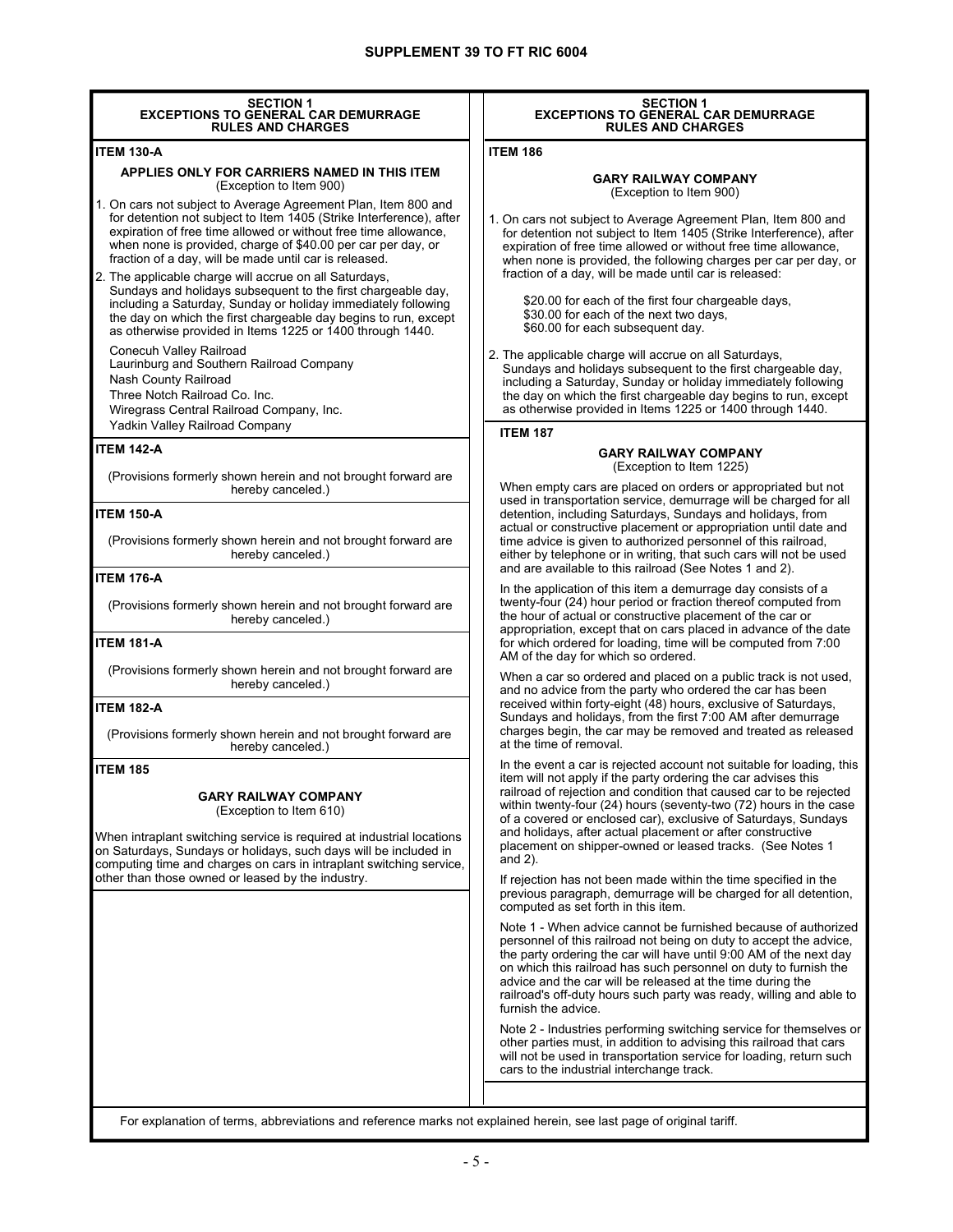## SUPPLEMENT 39 TO FT RIC 6004

### SECTION 1
### EXCEPTIONS TO GENERAL CAR DEMURRAGE RULES AND CHARGES

**ITEM 130-A**

**APPLIES ONLY FOR CARRIERS NAMED IN THIS ITEM**
(Exception to Item 900)

1. On cars not subject to Average Agreement Plan, Item 800 and for detention not subject to Item 1405 (Strike Interference), after expiration of free time allowed or without free time allowance, when none is provided, charge of $40.00 per car per day, or fraction of a day, will be made until car is released.
2. The applicable charge will accrue on all Saturdays, Sundays and holidays subsequent to the first chargeable day, including a Saturday, Sunday or holiday immediately following the day on which the first chargeable day begins to run, except as otherwise provided in Items 1225 or 1400 through 1440.

Conecuh Valley Railroad
Laurinburg and Southern Railroad Company
Nash County Railroad
Three Notch Railroad Co. Inc.
Wiregrass Central Railroad Company, Inc.
Yadkin Valley Railroad Company

**ITEM 142-A**

(Provisions formerly shown herein and not brought forward are hereby canceled.)

**ITEM 150-A**

(Provisions formerly shown herein and not brought forward are hereby canceled.)

**ITEM 176-A**

(Provisions formerly shown herein and not brought forward are hereby canceled.)

**ITEM 181-A**

(Provisions formerly shown herein and not brought forward are hereby canceled.)

**ITEM 182-A**

(Provisions formerly shown herein and not brought forward are hereby canceled.)

**ITEM 185**

**GARY RAILWAY COMPANY**
(Exception to Item 610)

When intraplant switching service is required at industrial locations on Saturdays, Sundays or holidays, such days will be included in computing time and charges on cars in intraplant switching service, other than those owned or leased by the industry.

**ITEM 186**

**GARY RAILWAY COMPANY**
(Exception to Item 900)

1. On cars not subject to Average Agreement Plan, Item 800 and for detention not subject to Item 1405 (Strike Interference), after expiration of free time allowed or without free time allowance, when none is provided, the following charges per car per day, or fraction of a day, will be made until car is released:

   $20.00 for each of the first four chargeable days,
   $30.00 for each of the next two days,
   $60.00 for each subsequent day.

2. The applicable charge will accrue on all Saturdays, Sundays and holidays subsequent to the first chargeable day, including a Saturday, Sunday or holiday immediately following the day on which the first chargeable day begins to run, except as otherwise provided in Items 1225 or 1400 through 1440.

**ITEM 187**

**GARY RAILWAY COMPANY**
(Exception to Item 1225)

When empty cars are placed on orders or appropriated but not used in transportation service, demurrage will be charged for all detention, including Saturdays, Sundays and holidays, from actual or constructive placement or appropriation until date and time advice is given to authorized personnel of this railroad, either by telephone or in writing, that such cars will not be used and are available to this railroad (See Notes 1 and 2).

In the application of this item a demurrage day consists of a twenty-four (24) hour period or fraction thereof computed from the hour of actual or constructive placement of the car or appropriation, except that on cars placed in advance of the date for which ordered for loading, time will be computed from 7:00 AM of the day for which so ordered.

When a car so ordered and placed on a public track is not used, and no advice from the party who ordered the car has been received within forty-eight (48) hours, exclusive of Saturdays, Sundays and holidays, from the first 7:00 AM after demurrage charges begin, the car may be removed and treated as released at the time of removal.

In the event a car is rejected account not suitable for loading, this item will not apply if the party ordering the car advises this railroad of rejection and condition that caused car to be rejected within twenty-four (24) hours (seventy-two (72) hours in the case of a covered or enclosed car), exclusive of Saturdays, Sundays and holidays, after actual placement or after constructive placement on shipper-owned or leased tracks. (See Notes 1 and 2).

If rejection has not been made within the time specified in the previous paragraph, demurrage will be charged for all detention, computed as set forth in this item.

Note 1 - When advice cannot be furnished because of authorized personnel of this railroad not being on duty to accept the advice, the party ordering the car will have until 9:00 AM of the next day on which this railroad has such personnel on duty to furnish the advice and the car will be released at the time during the railroad's off-duty hours such party was ready, willing and able to furnish the advice.

Note 2 - Industries performing switching service for themselves or other parties must, in addition to advising this railroad that cars will not be used in transportation service for loading, return such cars to the industrial interchange track.

For explanation of terms, abbreviations and reference marks not explained herein, see last page of original tariff.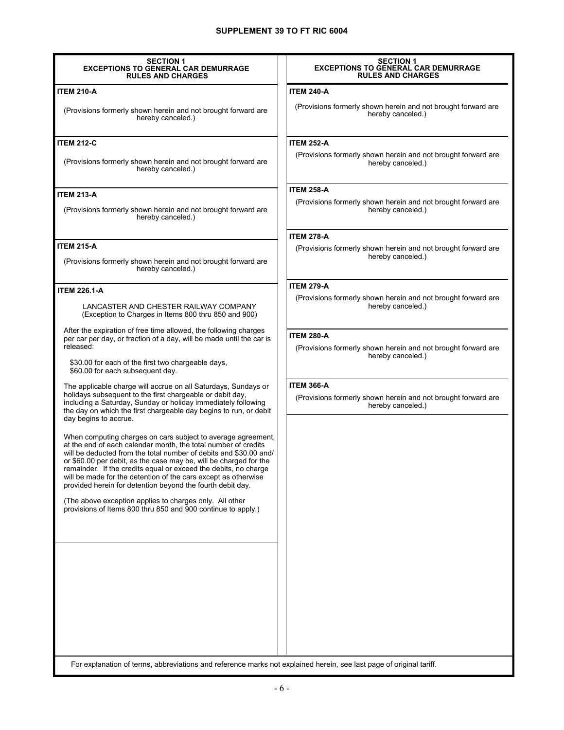## SECTION 1
## EXCEPTIONS TO GENERAL CAR DEMURRAGE RULES AND CHARGES

**ITEM 210-A**

(Provisions formerly shown herein and not brought forward are hereby canceled.)

**ITEM 212-C**

(Provisions formerly shown herein and not brought forward are hereby canceled.)

**ITEM 213-A**

(Provisions formerly shown herein and not brought forward are hereby canceled.)

**ITEM 215-A**

(Provisions formerly shown herein and not brought forward are hereby canceled.)

**ITEM 226.1-A**

LANCASTER AND CHESTER RAILWAY COMPANY
(Exception to Charges in Items 800 thru 850 and 900)

After the expiration of free time allowed, the following charges per car per day, or fraction of a day, will be made until the car is released:

$30.00 for each of the first two chargeable days,
$60.00 for each subsequent day.

The applicable charge will accrue on all Saturdays, Sundays or holidays subsequent to the first chargeable or debit day, including a Saturday, Sunday or holiday immediately following the day on which the first chargeable day begins to run, or debit day begins to accrue.

When computing charges on cars subject to average agreement, at the end of each calendar month, the total number of credits will be deducted from the total number of debits and $30.00 and/or $60.00 per debit, as the case may be, will be charged for the remainder. If the credits equal or exceed the debits, no charge will be made for the detention of the cars except as otherwise provided herein for detention beyond the fourth debit day.

(The above exception applies to charges only. All other provisions of Items 800 thru 850 and 900 continue to apply.)

**ITEM 240-A**

(Provisions formerly shown herein and not brought forward are hereby canceled.)

**ITEM 252-A**

(Provisions formerly shown herein and not brought forward are hereby canceled.)

**ITEM 258-A**

(Provisions formerly shown herein and not brought forward are hereby canceled.)

**ITEM 278-A**

(Provisions formerly shown herein and not brought forward are hereby canceled.)

**ITEM 279-A**

(Provisions formerly shown herein and not brought forward are hereby canceled.)

**ITEM 280-A**

(Provisions formerly shown herein and not brought forward are hereby canceled.)

**ITEM 366-A**

(Provisions formerly shown herein and not brought forward are hereby canceled.)

For explanation of terms, abbreviations and reference marks not explained herein, see last page of original tariff.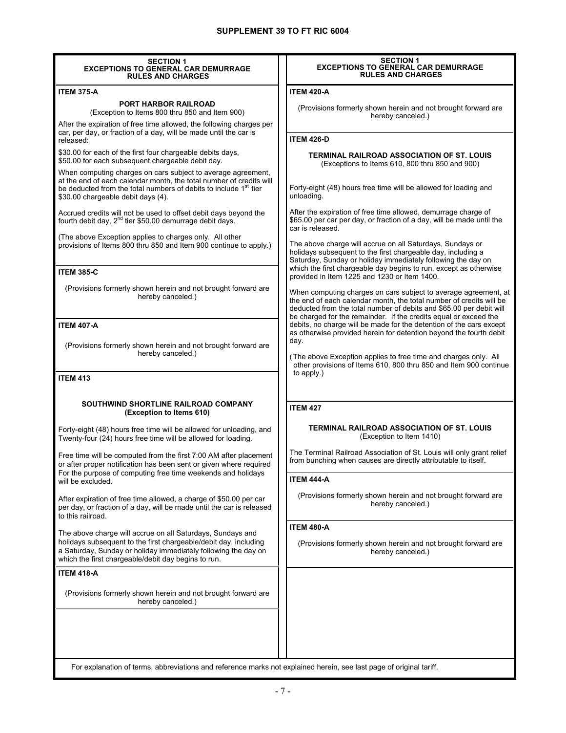# SUPPLEMENT 39 TO FT RIC 6004

## SECTION 1
## EXCEPTIONS TO GENERAL CAR DEMURRAGE RULES AND CHARGES

### ITEM 375-A

**PORT HARBOR RAILROAD**
(Exception to Items 800 thru 850 and Item 900)

After the expiration of free time allowed, the following charges per car, per day, or fraction of a day, will be made until the car is released:

$30.00 for each of the first four chargeable debits days,
$50.00 for each subsequent chargeable debit day.

When computing charges on cars subject to average agreement, at the end of each calendar month, the total number of credits will be deducted from the total numbers of debits to include 1st tier $30.00 chargeable debit days (4).

Accrued credits will not be used to offset debit days beyond the fourth debit day, 2nd tier $50.00 demurrage debit days.

(The above Exception applies to charges only. All other provisions of Items 800 thru 850 and Item 900 continue to apply.)

### ITEM 385-C

(Provisions formerly shown herein and not brought forward are hereby canceled.)

### ITEM 407-A

(Provisions formerly shown herein and not brought forward are hereby canceled.)

### ITEM 413

**SOUTHWIND SHORTLINE RAILROAD COMPANY**
**(Exception to Items 610)**

Forty-eight (48) hours free time will be allowed for unloading, and Twenty-four (24) hours free time will be allowed for loading.

Free time will be computed from the first 7:00 AM after placement or after proper notification has been sent or given where required For the purpose of computing free time weekends and holidays will be excluded.

After expiration of free time allowed, a charge of $50.00 per car per day, or fraction of a day, will be made until the car is released to this railroad.

The above charge will accrue on all Saturdays, Sundays and holidays subsequent to the first chargeable/debit day, including a Saturday, Sunday or holiday immediately following the day on which the first chargeable/debit day begins to run.

### ITEM 418-A

(Provisions formerly shown herein and not brought forward are hereby canceled.)

### ITEM 420-A

(Provisions formerly shown herein and not brought forward are hereby canceled.)

### ITEM 426-D

**TERMINAL RAILROAD ASSOCIATION OF ST. LOUIS**
(Exceptions to Items 610, 800 thru 850 and 900)

Forty-eight (48) hours free time will be allowed for loading and unloading.

After the expiration of free time allowed, demurrage charge of $65.00 per car per day, or fraction of a day, will be made until the car is released.

The above charge will accrue on all Saturdays, Sundays or holidays subsequent to the first chargeable day, including a Saturday, Sunday or holiday immediately following the day on which the first chargeable day begins to run, except as otherwise provided in Item 1225 and 1230 or Item 1400.

When computing charges on cars subject to average agreement, at the end of each calendar month, the total number of credits will be deducted from the total number of debits and $65.00 per debit will be charged for the remainder. If the credits equal or exceed the debits, no charge will be made for the detention of the cars except as otherwise provided herein for detention beyond the fourth debit day.

(The above Exception applies to free time and charges only. All other provisions of Items 610, 800 thru 850 and Item 900 continue to apply.)

### ITEM 427

**TERMINAL RAILROAD ASSOCIATION OF ST. LOUIS**
(Exception to Item 1410)

The Terminal Railroad Association of St. Louis will only grant relief from bunching when causes are directly attributable to itself.

### ITEM 444-A

(Provisions formerly shown herein and not brought forward are hereby canceled.)

### ITEM 480-A

(Provisions formerly shown herein and not brought forward are hereby canceled.)

For explanation of terms, abbreviations and reference marks not explained herein, see last page of original tariff.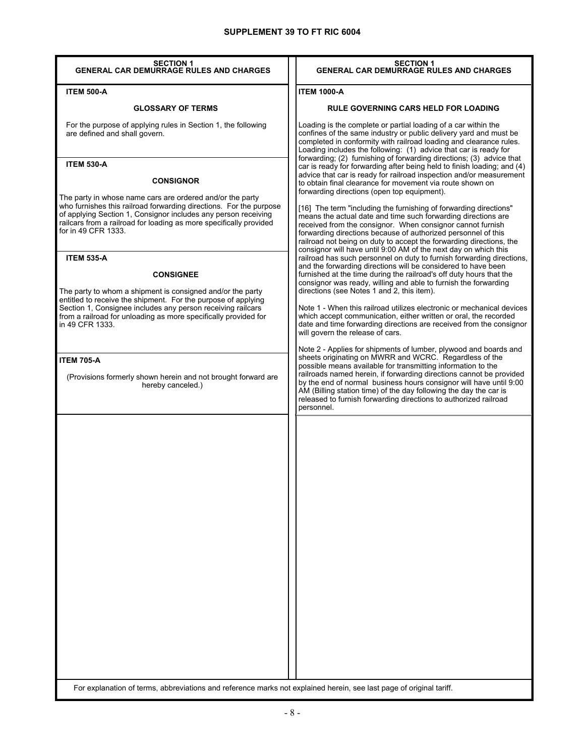## SECTION 1
## GENERAL CAR DEMURRAGE RULES AND CHARGES

**ITEM 500-A**

**GLOSSARY OF TERMS**

For the purpose of applying rules in Section 1, the following are defined and shall govern.

**ITEM 530-A**

**CONSIGNOR**

The party in whose name cars are ordered and/or the party who furnishes this railroad forwarding directions. For the purpose of applying Section 1, Consignor includes any person receiving railcars from a railroad for loading as more specifically provided for in 49 CFR 1333.

**ITEM 535-A**

**CONSIGNEE**

The party to whom a shipment is consigned and/or the party entitled to receive the shipment. For the purpose of applying Section 1, Consignee includes any person receiving railcars from a railroad for unloading as more specifically provided for in 49 CFR 1333.

**ITEM 705-A**

(Provisions formerly shown herein and not brought forward are hereby canceled.)

**ITEM 1000-A**

**RULE GOVERNING CARS HELD FOR LOADING**

Loading is the complete or partial loading of a car within the confines of the same industry or public delivery yard and must be completed in conformity with railroad loading and clearance rules. Loading includes the following: (1) advice that car is ready for forwarding; (2) furnishing of forwarding directions; (3) advice that car is ready for forwarding after being held to finish loading; and (4) advice that car is ready for railroad inspection and/or measurement to obtain final clearance for movement via route shown on forwarding directions (open top equipment).

[16] The term "including the furnishing of forwarding directions" means the actual date and time such forwarding directions are received from the consignor. When consignor cannot furnish forwarding directions because of authorized personnel of this railroad not being on duty to accept the forwarding directions, the consignor will have until 9:00 AM of the next day on which this railroad has such personnel on duty to furnish forwarding directions, and the forwarding directions will be considered to have been furnished at the time during the railroad's off duty hours that the consignor was ready, willing and able to furnish the forwarding directions (see Notes 1 and 2, this item).

Note 1 - When this railroad utilizes electronic or mechanical devices which accept communication, either written or oral, the recorded date and time forwarding directions are received from the consignor will govern the release of cars.

Note 2 - Applies for shipments of lumber, plywood and boards and sheets originating on MWRR and WCRC. Regardless of the possible means available for transmitting information to the railroads named herein, if forwarding directions cannot be provided by the end of normal business hours consignor will have until 9:00 AM (Billing station time) of the day following the day the car is released to furnish forwarding directions to authorized railroad personnel.

For explanation of terms, abbreviations and reference marks not explained herein, see last page of original tariff.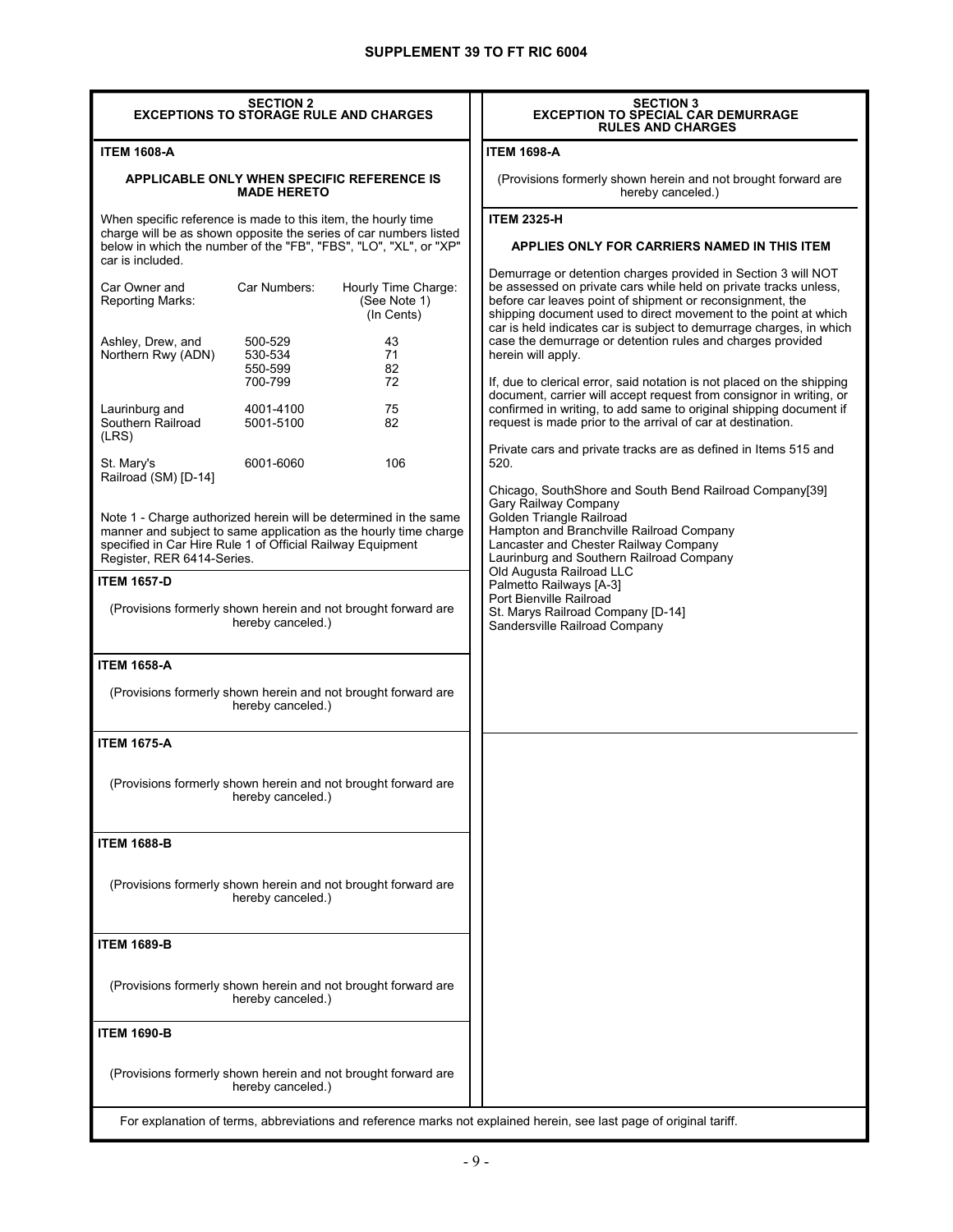# SUPPLEMENT 39 TO FT RIC 6004

## SECTION 2
## EXCEPTIONS TO STORAGE RULE AND CHARGES

**ITEM 1608-A**

**APPLICABLE ONLY WHEN SPECIFIC REFERENCE IS MADE HERETO**

When specific reference is made to this item, the hourly time charge will be as shown opposite the series of car numbers listed below in which the number of the "FB", "FBS", "LO", "XL", or "XP" car is included.

| Car Owner and Reporting Marks: | Car Numbers: | Hourly Time Charge: (See Note 1) (In Cents) |
|---|---|---|
| Ashley, Drew, and Northern Rwy (ADN) | 500-529 | 43 |
| | 530-534 | 71 |
| | 550-599 | 82 |
| | 700-799 | 72 |
| Laurinburg and Southern Railroad (LRS) | 4001-4100 | 75 |
| | 5001-5100 | 82 |
| St. Mary's Railroad (SM) [D-14] | 6001-6060 | 106 |

Note 1 - Charge authorized herein will be determined in the same manner and subject to same application as the hourly time charge specified in Car Hire Rule 1 of Official Railway Equipment Register, RER 6414-Series.

**ITEM 1657-D**

(Provisions formerly shown herein and not brought forward are hereby canceled.)

**ITEM 1658-A**

(Provisions formerly shown herein and not brought forward are hereby canceled.)

**ITEM 1675-A**

(Provisions formerly shown herein and not brought forward are hereby canceled.)

**ITEM 1688-B**

(Provisions formerly shown herein and not brought forward are hereby canceled.)

**ITEM 1689-B**

(Provisions formerly shown herein and not brought forward are hereby canceled.)

**ITEM 1690-B**

(Provisions formerly shown herein and not brought forward are hereby canceled.)

## SECTION 3
## EXCEPTION TO SPECIAL CAR DEMURRAGE RULES AND CHARGES

**ITEM 1698-A**

(Provisions formerly shown herein and not brought forward are hereby canceled.)

**ITEM 2325-H**

**APPLIES ONLY FOR CARRIERS NAMED IN THIS ITEM**

Demurrage or detention charges provided in Section 3 will NOT be assessed on private cars while held on private tracks unless, before car leaves point of shipment or reconsignment, the shipping document used to direct movement to the point at which car is held indicates car is subject to demurrage charges, in which case the demurrage or detention rules and charges provided herein will apply.

If, due to clerical error, said notation is not placed on the shipping document, carrier will accept request from consignor in writing, or confirmed in writing, to add same to original shipping document if request is made prior to the arrival of car at destination.

Private cars and private tracks are as defined in Items 515 and 520.

Chicago, SouthShore and South Bend Railroad Company[39]
Gary Railway Company
Golden Triangle Railroad
Hampton and Branchville Railroad Company
Lancaster and Chester Railway Company
Laurinburg and Southern Railroad Company
Old Augusta Railroad LLC
Palmetto Railways [A-3]
Port Bienville Railroad
St. Marys Railroad Company [D-14]
Sandersville Railroad Company

For explanation of terms, abbreviations and reference marks not explained herein, see last page of original tariff.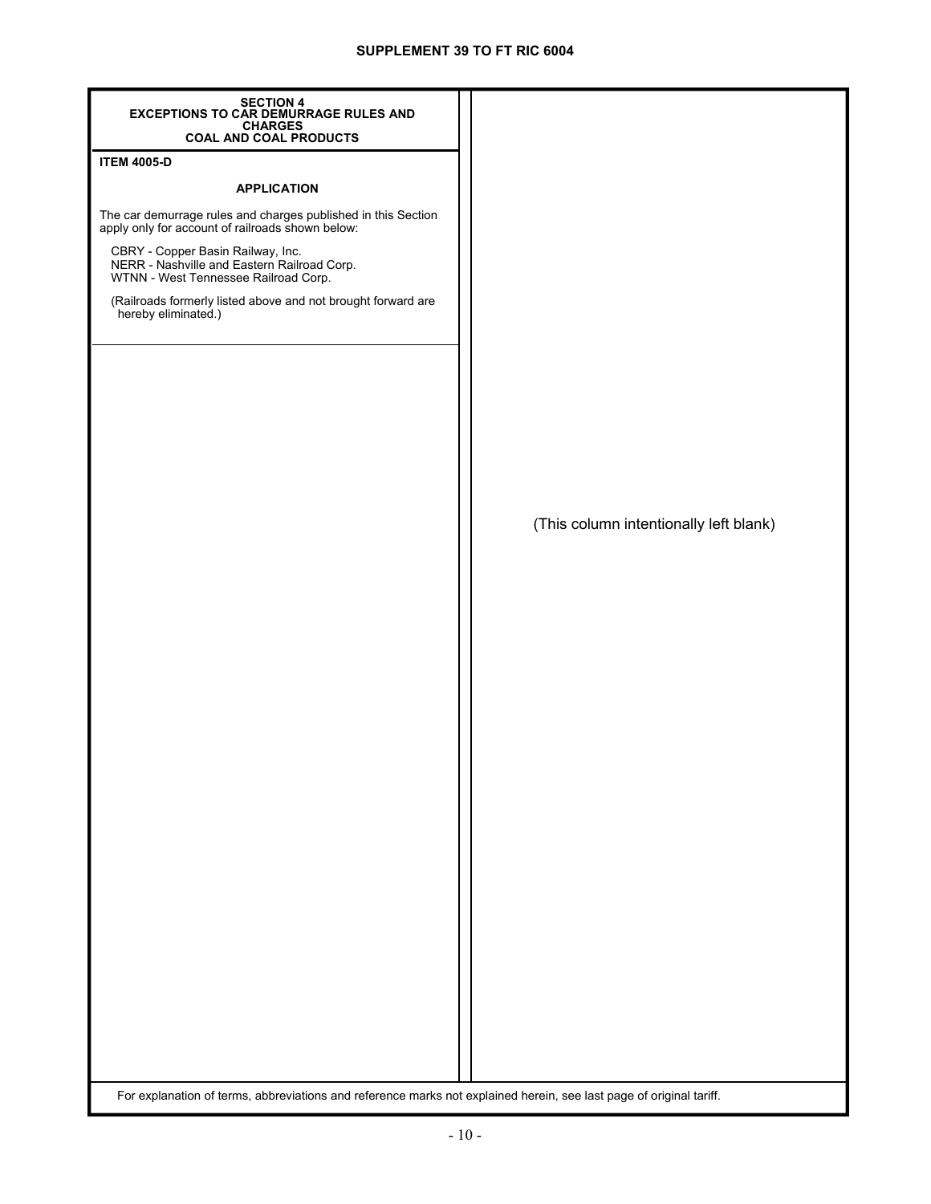## SECTION 4
## EXCEPTIONS TO CAR DEMURRAGE RULES AND CHARGES
## COAL AND COAL PRODUCTS

**ITEM 4005-D**

**APPLICATION**

The car demurrage rules and charges published in this Section apply only for account of railroads shown below:

CBRY - Copper Basin Railway, Inc.
NERR - Nashville and Eastern Railroad Corp.
WTNN - West Tennessee Railroad Corp.

(Railroads formerly listed above and not brought forward are hereby eliminated.)

(This column intentionally left blank)

For explanation of terms, abbreviations and reference marks not explained herein, see last page of original tariff.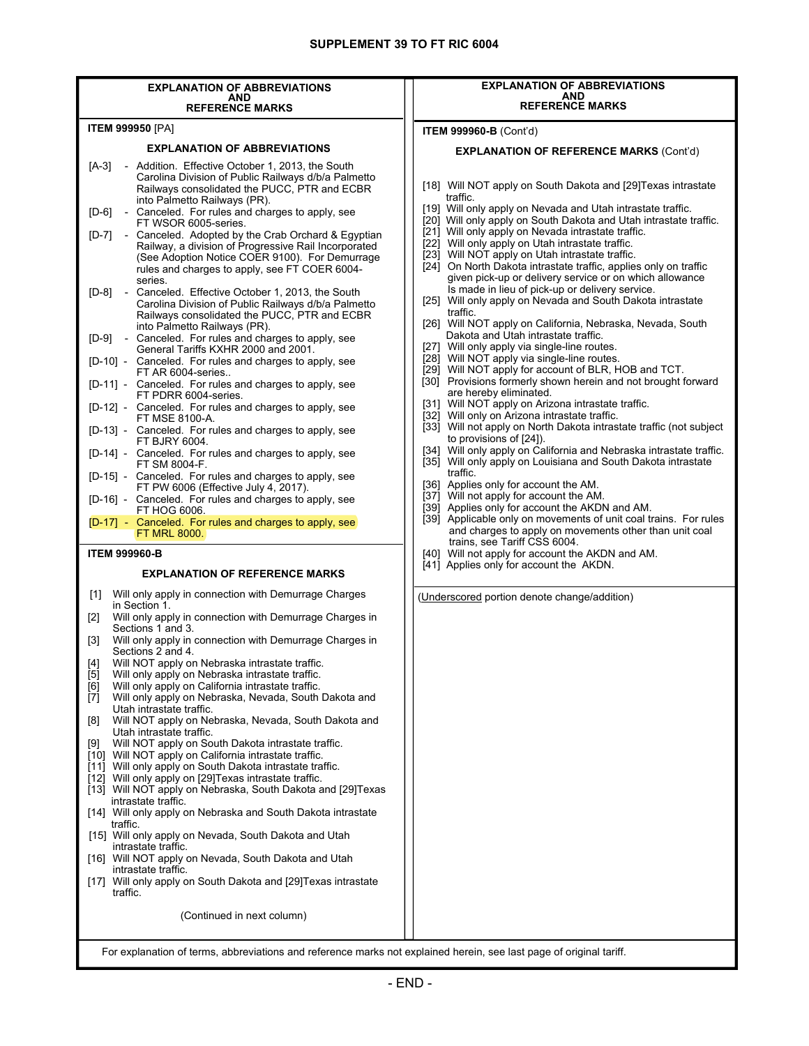# SUPPLEMENT 39 TO FT RIC 6004

## EXPLANATION OF ABBREVIATIONS AND REFERENCE MARKS

**ITEM 999950** [PA]

### EXPLANATION OF ABBREVIATIONS

[A-3] - Addition. Effective October 1, 2013, the South Carolina Division of Public Railways d/b/a Palmetto Railways consolidated the PUCC, PTR and ECBR into Palmetto Railways (PR).

[D-6] - Canceled. For rules and charges to apply, see FT WSOR 6005-series.

[D-7] - Canceled. Adopted by the Crab Orchard & Egyptian Railway, a division of Progressive Rail Incorporated (See Adoption Notice COER 9100). For Demurrage rules and charges to apply, see FT COER 6004-series.

[D-8] - Canceled. Effective October 1, 2013, the South Carolina Division of Public Railways d/b/a Palmetto Railways consolidated the PUCC, PTR and ECBR into Palmetto Railways (PR).

[D-9] - Canceled. For rules and charges to apply, see General Tariffs KXHR 2000 and 2001.

[D-10] - Canceled. For rules and charges to apply, see FT AR 6004-series..

[D-11] - Canceled. For rules and charges to apply, see FT PDRR 6004-series.

[D-12] - Canceled. For rules and charges to apply, see FT MSE 8100-A.

[D-13] - Canceled. For rules and charges to apply, see FT BJRY 6004.

[D-14] - Canceled. For rules and charges to apply, see FT SM 8004-F.

[D-15] - Canceled. For rules and charges to apply, see FT PW 6006 (Effective July 4, 2017).

[D-16] - Canceled. For rules and charges to apply, see FT HOG 6006.

[D-17] - Canceled. For rules and charges to apply, see FT MRL 8000.

**ITEM 999960-B**

### EXPLANATION OF REFERENCE MARKS

[1] Will only apply in connection with Demurrage Charges in Section 1.
[2] Will only apply in connection with Demurrage Charges in Sections 1 and 3.
[3] Will only apply in connection with Demurrage Charges in Sections 2 and 4.
[4] Will NOT apply on Nebraska intrastate traffic.
[5] Will only apply on Nebraska intrastate traffic.
[6] Will only apply on California intrastate traffic.
[7] Will only apply on Nebraska, Nevada, South Dakota and Utah intrastate traffic.
[8] Will NOT apply on Nebraska, Nevada, South Dakota and Utah intrastate traffic.
[9] Will NOT apply on South Dakota intrastate traffic.
[10] Will NOT apply on California intrastate traffic.
[11] Will only apply on South Dakota intrastate traffic.
[12] Will only apply on [29]Texas intrastate traffic.
[13] Will NOT apply on Nebraska, South Dakota and [29]Texas intrastate traffic.
[14] Will only apply on Nebraska and South Dakota intrastate traffic.
[15] Will only apply on Nevada, South Dakota and Utah intrastate traffic.
[16] Will NOT apply on Nevada, South Dakota and Utah intrastate traffic.
[17] Will only apply on South Dakota and [29]Texas intrastate traffic.

(Continued in next column)

**ITEM 999960-B** (Cont'd)

### EXPLANATION OF REFERENCE MARKS (Cont'd)

[18] Will NOT apply on South Dakota and [29]Texas intrastate traffic.
[19] Will only apply on Nevada and Utah intrastate traffic.
[20] Will only apply on South Dakota and Utah intrastate traffic.
[21] Will only apply on Nevada intrastate traffic.
[22] Will only apply on Utah intrastate traffic.
[23] Will NOT apply on Utah intrastate traffic.
[24] On North Dakota intrastate traffic, applies only on traffic given pick-up or delivery service or on which allowance Is made in lieu of pick-up or delivery service.
[25] Will only apply on Nevada and South Dakota intrastate traffic.
[26] Will NOT apply on California, Nebraska, Nevada, South Dakota and Utah intrastate traffic.
[27] Will only apply via single-line routes.
[28] Will NOT apply via single-line routes.
[29] Will NOT apply for account of BLR, HOB and TCT.
[30] Provisions formerly shown herein and not brought forward are hereby eliminated.
[31] Will NOT apply on Arizona intrastate traffic.
[32] Will only on Arizona intrastate traffic.
[33] Will not apply on North Dakota intrastate traffic (not subject to provisions of [24]).
[34] Will only apply on California and Nebraska intrastate traffic.
[35] Will only apply on Louisiana and South Dakota intrastate traffic.
[36] Applies only for account the AM.
[37] Will not apply for account the AM.
[39] Applies only for account the AKDN and AM.
[39] Applicable only on movements of unit coal trains. For rules and charges to apply on movements other than unit coal trains, see Tariff CSS 6004.
[40] Will not apply for account the AKDN and AM.
[41] Applies only for account the AKDN.

(Underscored portion denote change/addition)

For explanation of terms, abbreviations and reference marks not explained herein, see last page of original tariff.

- END -